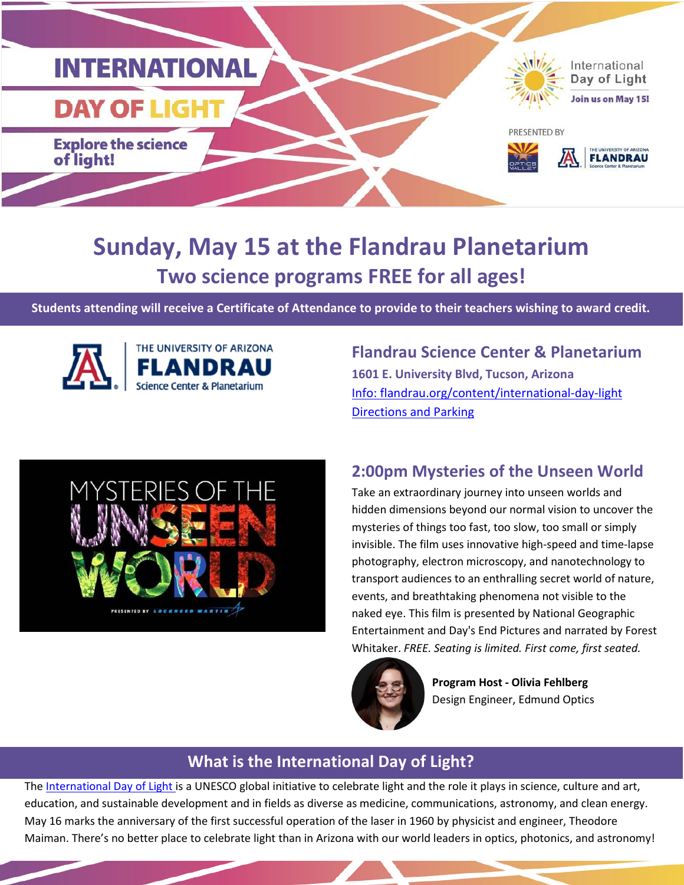# INTERNATIONAL DAY OF LIGHT

**Explore the science of light!**

International Day of Light

**Join us on May 15!**

PRESENTED BY

OPTICS VALLEY

THE UNIVERSITY OF ARIZONA FLANDRAU Science Center & Planetarium

## Sunday, May 15 at the Flandrau Planetarium

### Two science programs FREE for all ages!

**Students attending will receive a Certificate of Attendance to provide to their teachers wishing to award credit.**

THE UNIVERSITY OF ARIZONA FLANDRAU Science Center & Planetarium

### Flandrau Science Center & Planetarium

**1601 E. University Blvd, Tucson, Arizona**

[Info: flandrau.org/content/international-day-light](flandrau.org/content/international-day-light)

Directions and Parking

MYSTERIES OF THE UNSEEN WORLD

PRESENTED BY LOCKHEED MARTIN

### 2:00pm Mysteries of the Unseen World

Take an extraordinary journey into unseen worlds and hidden dimensions beyond our normal vision to uncover the mysteries of things too fast, too slow, too small or simply invisible. The film uses innovative high-speed and time-lapse photography, electron microscopy, and nanotechnology to transport audiences to an enthralling secret world of nature, events, and breathtaking phenomena not visible to the naked eye. This film is presented by National Geographic Entertainment and Day's End Pictures and narrated by Forest Whitaker. *FREE. Seating is limited. First come, first seated.*

**Program Host - Olivia Fehlberg**
Design Engineer, Edmund Optics

## What is the International Day of Light?

The International Day of Light is a UNESCO global initiative to celebrate light and the role it plays in science, culture and art, education, and sustainable development and in fields as diverse as medicine, communications, astronomy, and clean energy. May 16 marks the anniversary of the first successful operation of the laser in 1960 by physicist and engineer, Theodore Maiman. There's no better place to celebrate light than in Arizona with our world leaders in optics, photonics, and astronomy!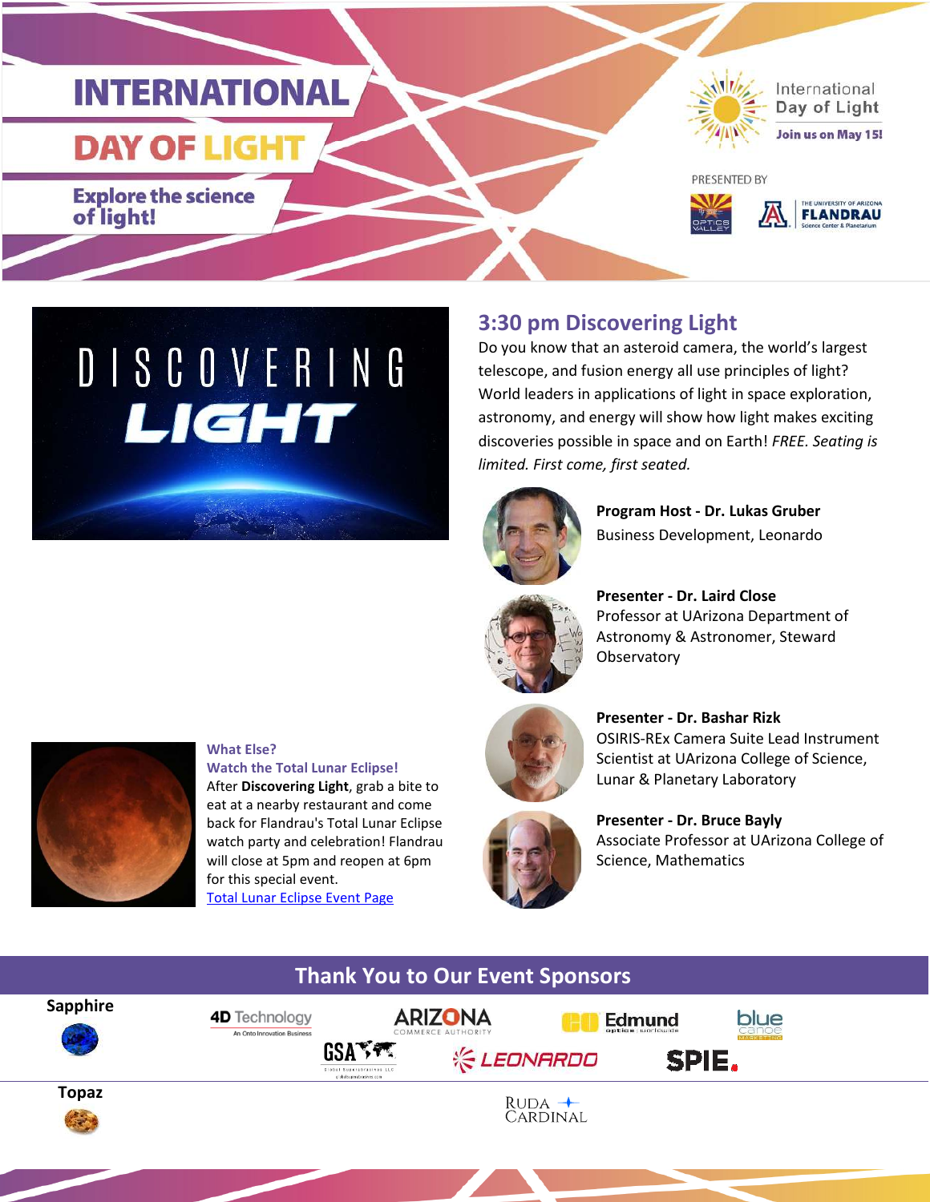# INTERNATIONAL DAY OF LIGHT

**Explore the science of light!**

International Day of Light

**Join us on May 15!**

PRESENTED BY

OPTICS VALLEY

THE UNIVERSITY OF ARIZONA FLANDRAU Science Center & Planetarium

DISCOVERING LIGHT

## 3:30 pm Discovering Light

Do you know that an asteroid camera, the world's largest telescope, and fusion energy all use principles of light? World leaders in applications of light in space exploration, astronomy, and energy will show how light makes exciting discoveries possible in space and on Earth! *FREE. Seating is limited. First come, first seated.*

**Program Host - Dr. Lukas Gruber**
Business Development, Leonardo

**Presenter - Dr. Laird Close**
Professor at UArizona Department of Astronomy & Astronomer, Steward Observatory

**Presenter - Dr. Bashar Rizk**
OSIRIS-REx Camera Suite Lead Instrument Scientist at UArizona College of Science, Lunar & Planetary Laboratory

**Presenter - Dr. Bruce Bayly**
Associate Professor at UArizona College of Science, Mathematics

### What Else?

### Watch the Total Lunar Eclipse!

After **Discovering Light**, grab a bite to eat at a nearby restaurant and come back for Flandrau's Total Lunar Eclipse watch party and celebration! Flandrau will close at 5pm and reopen at 6pm for this special event.

[Total Lunar Eclipse Event Page]

## Thank You to Our Event Sponsors

**Sapphire**

4D Technology (An Onto Innovation Business)
ARIZONA COMMERCE AUTHORITY
Edmund optics | worldwide
blue canoe
GSA (Global Superabrasives LLC)
LEONARDO
SPIE.

**Topaz**

RUDA CARDINAL